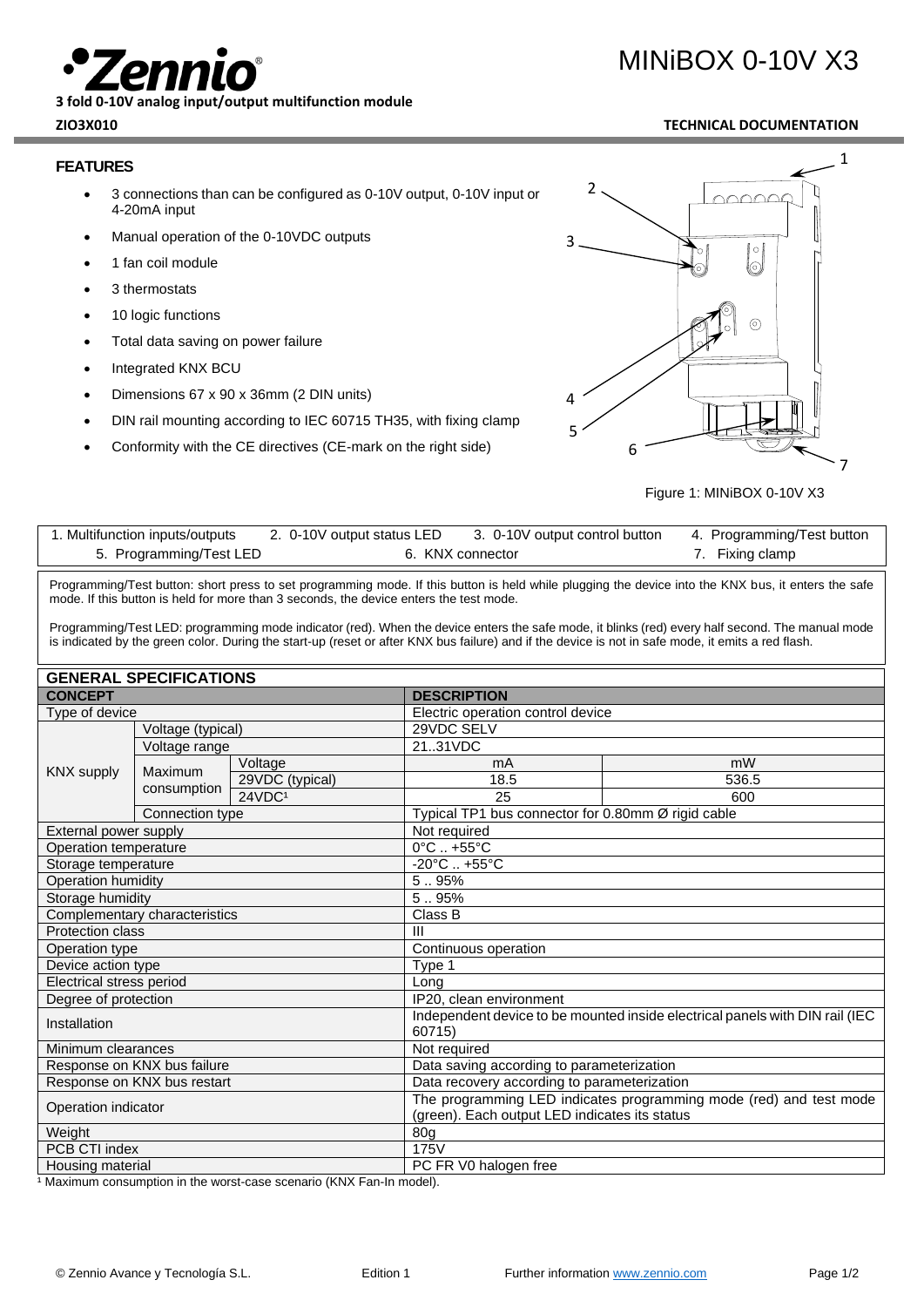# MINiBOX 0-10V X3

**3 fold 0-10V analog input/output multifunction module**

**ZIO3X010** **TECHNICAL DOCUMENTATION**

## FEATURES

- 3 connections than can be configured as 0-10V output, 0-10V input or 4-20mA input
- Manual operation of the 0-10VDC outputs
- 1 fan coil module
- 3 thermostats
- 10 logic functions
- Total data saving on power failure
- Integrated KNX BCU
- Dimensions 67 x 90 x 36mm (2 DIN units)
- DIN rail mounting according to IEC 60715 TH35, with fixing clamp
- Conformity with the CE directives (CE-mark on the right side)

Figure 1: MINiBOX 0-10V X3

| | | | |
|---|---|---|---|
| 1. Multifunction inputs/outputs | 2. 0-10V output status LED | 3. 0-10V output control button | 4. Programming/Test button |
| 5. Programming/Test LED | 6. KNX connector | 7. Fixing clamp | |

Programming/Test button: short press to set programming mode. If this button is held while plugging the device into the KNX bus, it enters the safe mode. If this button is held for more than 3 seconds, the device enters the test mode.

Programming/Test LED: programming mode indicator (red). When the device enters the safe mode, it blinks (red) every half second. The manual mode is indicated by the green color. During the start-up (reset or after KNX bus failure) and if the device is not in safe mode, it emits a red flash.

## GENERAL SPECIFICATIONS

| CONCEPT | | | DESCRIPTION | |
|---|---|---|---|---|
| Type of device | | | Electric operation control device | |
| KNX supply | Voltage (typical) | | 29VDC SELV | |
| | Voltage range | | 21..31VDC | |
| | Maximum consumption | Voltage | mA | mW |
| | | 29VDC (typical) | 18.5 | 536.5 |
| | | 24VDC[1] | 25 | 600 |
| | Connection type | | Typical TP1 bus connector for 0.80mm Ø rigid cable | |
| External power supply | | | Not required | |
| Operation temperature | | | 0°C .. +55°C | |
| Storage temperature | | | -20°C .. +55°C | |
| Operation humidity | | | 5 .. 95% | |
| Storage humidity | | | 5 .. 95% | |
| Complementary characteristics | | | Class B | |
| Protection class | | | III | |
| Operation type | | | Continuous operation | |
| Device action type | | | Type 1 | |
| Electrical stress period | | | Long | |
| Degree of protection | | | IP20, clean environment | |
| Installation | | | Independent device to be mounted inside electrical panels with DIN rail (IEC 60715) | |
| Minimum clearances | | | Not required | |
| Response on KNX bus failure | | | Data saving according to parameterization | |
| Response on KNX bus restart | | | Data recovery according to parameterization | |
| Operation indicator | | | The programming LED indicates programming mode (red) and test mode (green). Each output LED indicates its status | |
| Weight | | | 80g | |
| PCB CTI index | | | 175V | |
| Housing material | | | PC FR V0 halogen free | |

[1] Maximum consumption in the worst-case scenario (KNX Fan-In model).

© Zennio Avance y Tecnología S.L. Edition 1 Further information www.zennio.com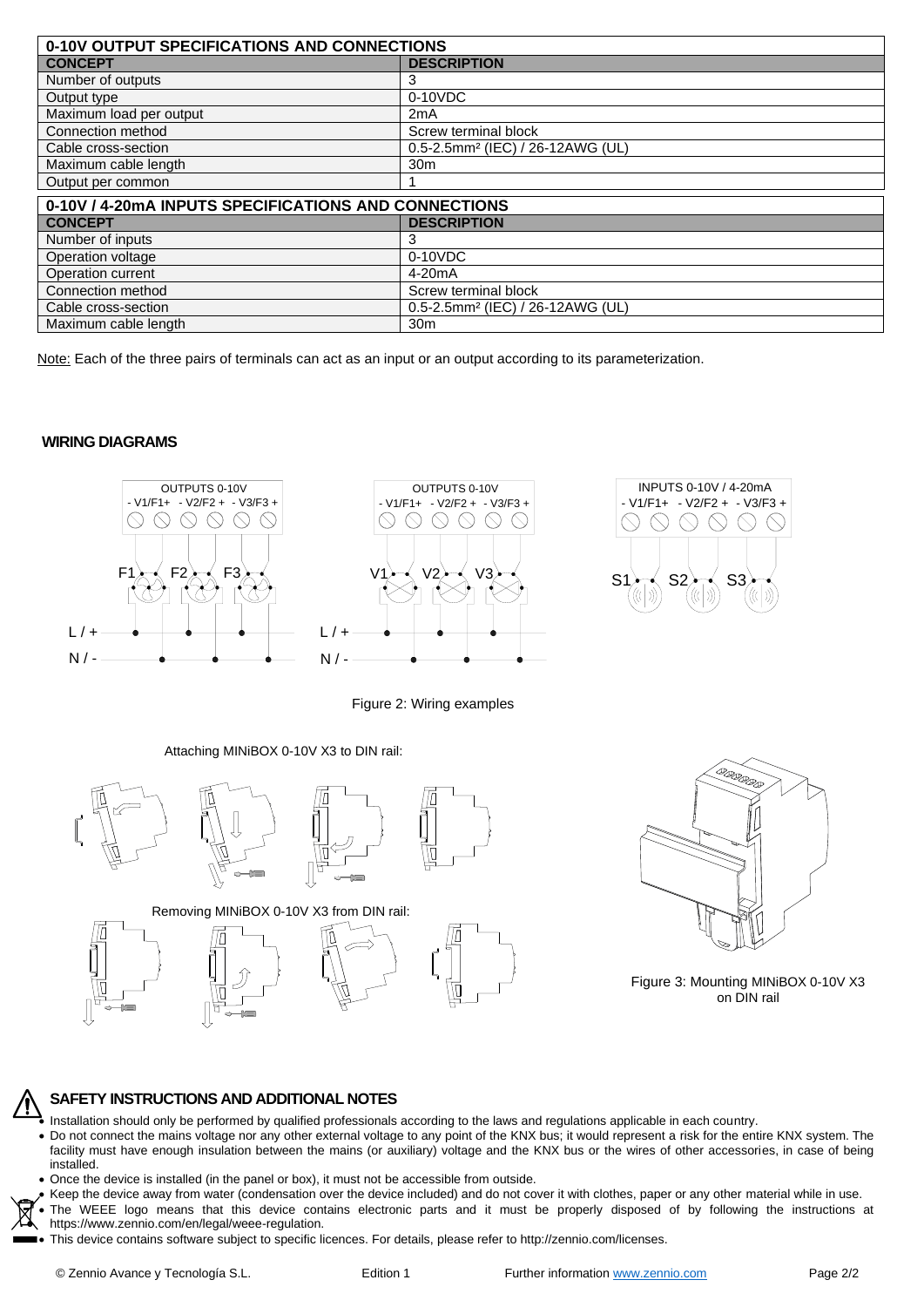| 0-10V OUTPUT SPECIFICATIONS AND CONNECTIONS | |
|---|---|
| **CONCEPT** | **DESCRIPTION** |
| Number of outputs | 3 |
| Output type | 0-10VDC |
| Maximum load per output | 2mA |
| Connection method | Screw terminal block |
| Cable cross-section | 0.5-2.5mm² (IEC) / 26-12AWG (UL) |
| Maximum cable length | 30m |
| Output per common | 1 |

| 0-10V / 4-20mA INPUTS SPECIFICATIONS AND CONNECTIONS | |
|---|---|
| **CONCEPT** | **DESCRIPTION** |
| Number of inputs | 3 |
| Operation voltage | 0-10VDC |
| Operation current | 4-20mA |
| Connection method | Screw terminal block |
| Cable cross-section | 0.5-2.5mm² (IEC) / 26-12AWG (UL) |
| Maximum cable length | 30m |

Note: Each of the three pairs of terminals can act as an input or an output according to its parameterization.

## WIRING DIAGRAMS

OUTPUTS 0-10V
- V1/F1+ - V2/F2 + - V3/F3 +
F1 F2 F3
L / +
N / -

OUTPUTS 0-10V
- V1/F1+ - V2/F2 + - V3/F3 +
V1 V2 V3
L / +
N / -

INPUTS 0-10V / 4-20mA
- V1/F1+ - V2/F2 + - V3/F3 +
S1 S2 S3

Figure 2: Wiring examples

Attaching MINiBOX 0-10V X3 to DIN rail:

Removing MINiBOX 0-10V X3 from DIN rail:

Figure 3: Mounting MINiBOX 0-10V X3 on DIN rail

## SAFETY INSTRUCTIONS AND ADDITIONAL NOTES

- Installation should only be performed by qualified professionals according to the laws and regulations applicable in each country.
- Do not connect the mains voltage nor any other external voltage to any point of the KNX bus; it would represent a risk for the entire KNX system. The facility must have enough insulation between the mains (or auxiliary) voltage and the KNX bus or the wires of other accessories, in case of being installed.
- Once the device is installed (in the panel or box), it must not be accessible from outside.
- Keep the device away from water (condensation over the device included) and do not cover it with clothes, paper or any other material while in use.
- The WEEE logo means that this device contains electronic parts and it must be properly disposed of by following the instructions at https://www.zennio.com/en/legal/weee-regulation.
- This device contains software subject to specific licences. For details, please refer to http://zennio.com/licenses.

© Zennio Avance y Tecnología S.L. Edition 1 Further information www.zennio.com